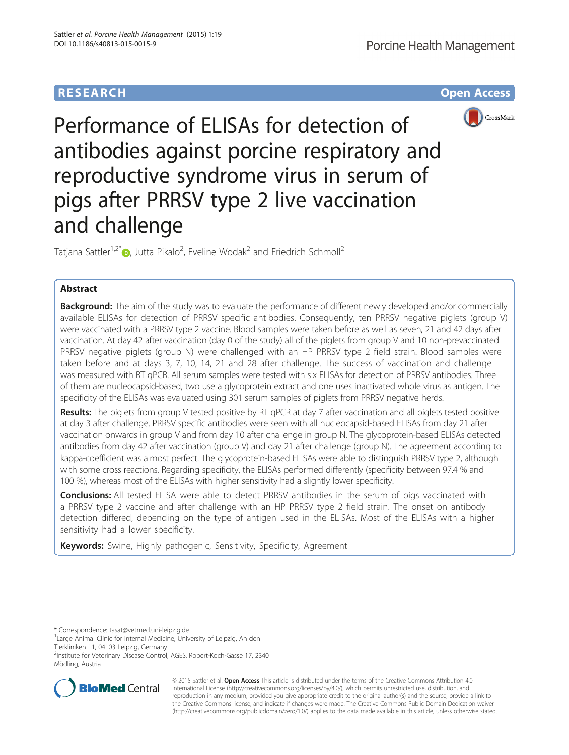RESEARCH Open Access

# Performance of ELISAs for detection of antibodies against porcine respiratory and reproductive syndrome virus in serum of pigs after PRRSV type 2 live vaccination and challenge

Tatjana Sattler[1,2*], Jutta Pikalo[2], Eveline Wodak[2] and Friedrich Schmoll[2]

## Abstract

**Background:** The aim of the study was to evaluate the performance of different newly developed and/or commercially available ELISAs for detection of PRRSV specific antibodies. Consequently, ten PRRSV negative piglets (group V) were vaccinated with a PRRSV type 2 vaccine. Blood samples were taken before as well as seven, 21 and 42 days after vaccination. At day 42 after vaccination (day 0 of the study) all of the piglets from group V and 10 non-prevaccinated PRRSV negative piglets (group N) were challenged with an HP PRRSV type 2 field strain. Blood samples were taken before and at days 3, 7, 10, 14, 21 and 28 after challenge. The success of vaccination and challenge was measured with RT qPCR. All serum samples were tested with six ELISAs for detection of PRRSV antibodies. Three of them are nucleocapsid-based, two use a glycoprotein extract and one uses inactivated whole virus as antigen. The specificity of the ELISAs was evaluated using 301 serum samples of piglets from PRRSV negative herds.

**Results:** The piglets from group V tested positive by RT qPCR at day 7 after vaccination and all piglets tested positive at day 3 after challenge. PRRSV specific antibodies were seen with all nucleocapsid-based ELISAs from day 21 after vaccination onwards in group V and from day 10 after challenge in group N. The glycoprotein-based ELISAs detected antibodies from day 42 after vaccination (group V) and day 21 after challenge (group N). The agreement according to kappa-coefficient was almost perfect. The glycoprotein-based ELISAs were able to distinguish PRRSV type 2, although with some cross reactions. Regarding specificity, the ELISAs performed differently (specificity between 97.4 % and 100 %), whereas most of the ELISAs with higher sensitivity had a slightly lower specificity.

**Conclusions:** All tested ELISA were able to detect PRRSV antibodies in the serum of pigs vaccinated with a PRRSV type 2 vaccine and after challenge with an HP PRRSV type 2 field strain. The onset on antibody detection differed, depending on the type of antigen used in the ELISAs. Most of the ELISAs with a higher sensitivity had a lower specificity.

**Keywords:** Swine, Highly pathogenic, Sensitivity, Specificity, Agreement

---

\* Correspondence: tasat@vetmed.uni-leipzig.de

[1]Large Animal Clinic for Internal Medicine, University of Leipzig, An den Tierkliniken 11, 04103 Leipzig, Germany

[2]Institute for Veterinary Disease Control, AGES, Robert-Koch-Gasse 17, 2340 Mödling, Austria

© 2015 Sattler et al. **Open Access** This article is distributed under the terms of the Creative Commons Attribution 4.0 International License (http://creativecommons.org/licenses/by/4.0/), which permits unrestricted use, distribution, and reproduction in any medium, provided you give appropriate credit to the original author(s) and the source, provide a link to the Creative Commons license, and indicate if changes were made. The Creative Commons Public Domain Dedication waiver (http://creativecommons.org/publicdomain/zero/1.0/) applies to the data made available in this article, unless otherwise stated.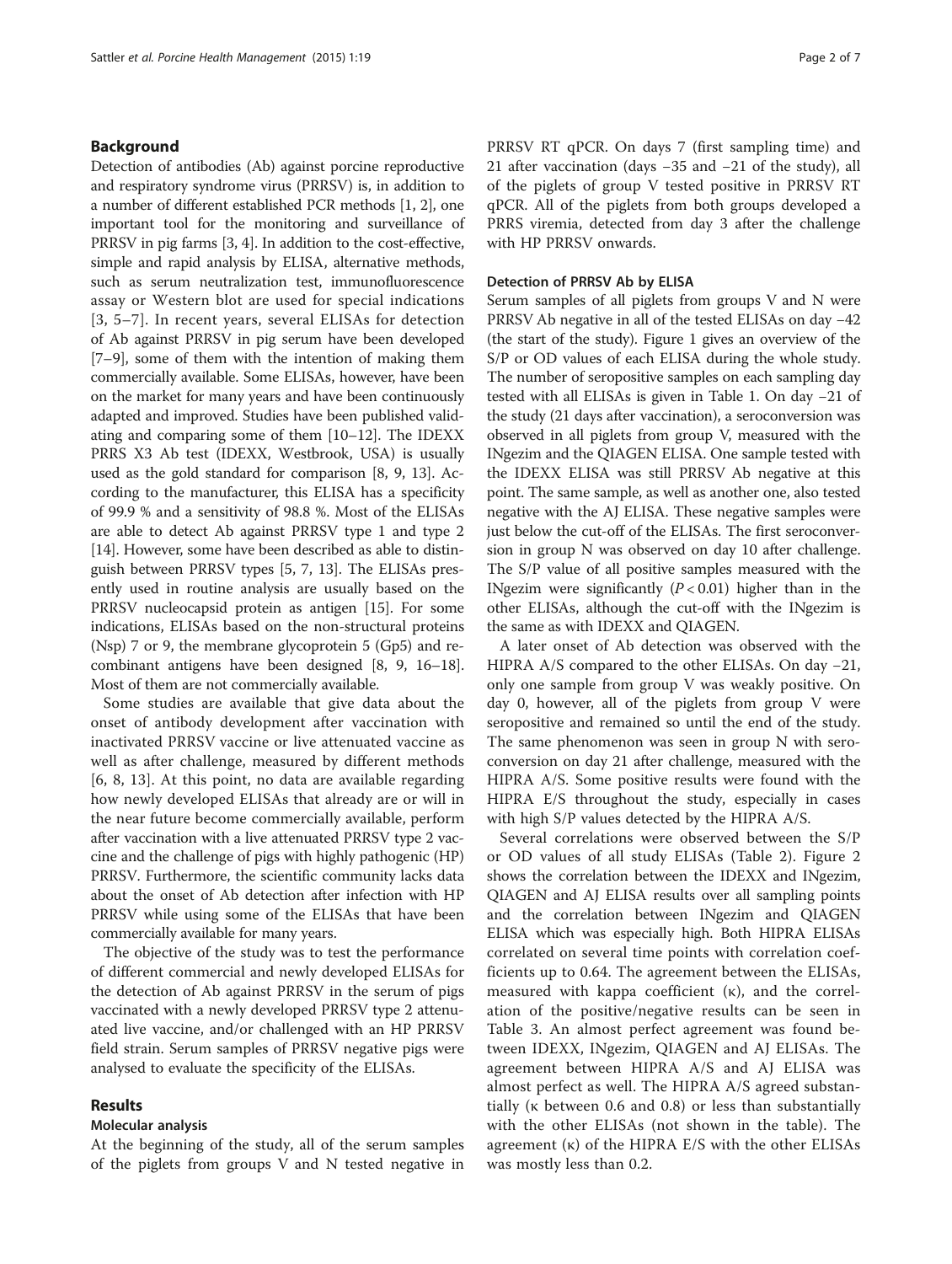## Background

Detection of antibodies (Ab) against porcine reproductive and respiratory syndrome virus (PRRSV) is, in addition to a number of different established PCR methods [1, 2], one important tool for the monitoring and surveillance of PRRSV in pig farms [3, 4]. In addition to the cost-effective, simple and rapid analysis by ELISA, alternative methods, such as serum neutralization test, immunofluorescence assay or Western blot are used for special indications [3, 5–7]. In recent years, several ELISAs for detection of Ab against PRRSV in pig serum have been developed [7–9], some of them with the intention of making them commercially available. Some ELISAs, however, have been on the market for many years and have been continuously adapted and improved. Studies have been published validating and comparing some of them [10–12]. The IDEXX PRRS X3 Ab test (IDEXX, Westbrook, USA) is usually used as the gold standard for comparison [8, 9, 13]. According to the manufacturer, this ELISA has a specificity of 99.9 % and a sensitivity of 98.8 %. Most of the ELISAs are able to detect Ab against PRRSV type 1 and type 2 [14]. However, some have been described as able to distinguish between PRRSV types [5, 7, 13]. The ELISAs presently used in routine analysis are usually based on the PRRSV nucleocapsid protein as antigen [15]. For some indications, ELISAs based on the non-structural proteins (Nsp) 7 or 9, the membrane glycoprotein 5 (Gp5) and recombinant antigens have been designed [8, 9, 16–18]. Most of them are not commercially available.

Some studies are available that give data about the onset of antibody development after vaccination with inactivated PRRSV vaccine or live attenuated vaccine as well as after challenge, measured by different methods [6, 8, 13]. At this point, no data are available regarding how newly developed ELISAs that already are or will in the near future become commercially available, perform after vaccination with a live attenuated PRRSV type 2 vaccine and the challenge of pigs with highly pathogenic (HP) PRRSV. Furthermore, the scientific community lacks data about the onset of Ab detection after infection with HP PRRSV while using some of the ELISAs that have been commercially available for many years.

The objective of the study was to test the performance of different commercial and newly developed ELISAs for the detection of Ab against PRRSV in the serum of pigs vaccinated with a newly developed PRRSV type 2 attenuated live vaccine, and/or challenged with an HP PRRSV field strain. Serum samples of PRRSV negative pigs were analysed to evaluate the specificity of the ELISAs.

## Results

### Molecular analysis

At the beginning of the study, all of the serum samples of the piglets from groups V and N tested negative in PRRSV RT qPCR. On days 7 (first sampling time) and 21 after vaccination (days −35 and −21 of the study), all of the piglets of group V tested positive in PRRSV RT qPCR. All of the piglets from both groups developed a PRRS viremia, detected from day 3 after the challenge with HP PRRSV onwards.

### Detection of PRRSV Ab by ELISA

Serum samples of all piglets from groups V and N were PRRSV Ab negative in all of the tested ELISAs on day −42 (the start of the study). Figure 1 gives an overview of the S/P or OD values of each ELISA during the whole study. The number of seropositive samples on each sampling day tested with all ELISAs is given in Table 1. On day −21 of the study (21 days after vaccination), a seroconversion was observed in all piglets from group V, measured with the INgezim and the QIAGEN ELISA. One sample tested with the IDEXX ELISA was still PRRSV Ab negative at this point. The same sample, as well as another one, also tested negative with the AJ ELISA. These negative samples were just below the cut-off of the ELISAs. The first seroconversion in group N was observed on day 10 after challenge. The S/P value of all positive samples measured with the INgezim were significantly ($P < 0.01$) higher than in the other ELISAs, although the cut-off with the INgezim is the same as with IDEXX and QIAGEN.

A later onset of Ab detection was observed with the HIPRA A/S compared to the other ELISAs. On day −21, only one sample from group V was weakly positive. On day 0, however, all of the piglets from group V were seropositive and remained so until the end of the study. The same phenomenon was seen in group N with seroconversion on day 21 after challenge, measured with the HIPRA A/S. Some positive results were found with the HIPRA E/S throughout the study, especially in cases with high S/P values detected by the HIPRA A/S.

Several correlations were observed between the S/P or OD values of all study ELISAs (Table 2). Figure 2 shows the correlation between the IDEXX and INgezim, QIAGEN and AJ ELISA results over all sampling points and the correlation between INgezim and QIAGEN ELISA which was especially high. Both HIPRA ELISAs correlated on several time points with correlation coefficients up to 0.64. The agreement between the ELISAs, measured with kappa coefficient (κ), and the correlation of the positive/negative results can be seen in Table 3. An almost perfect agreement was found between IDEXX, INgezim, QIAGEN and AJ ELISAs. The agreement between HIPRA A/S and AJ ELISA was almost perfect as well. The HIPRA A/S agreed substantially (κ between 0.6 and 0.8) or less than substantially with the other ELISAs (not shown in the table). The agreement (κ) of the HIPRA E/S with the other ELISAs was mostly less than 0.2.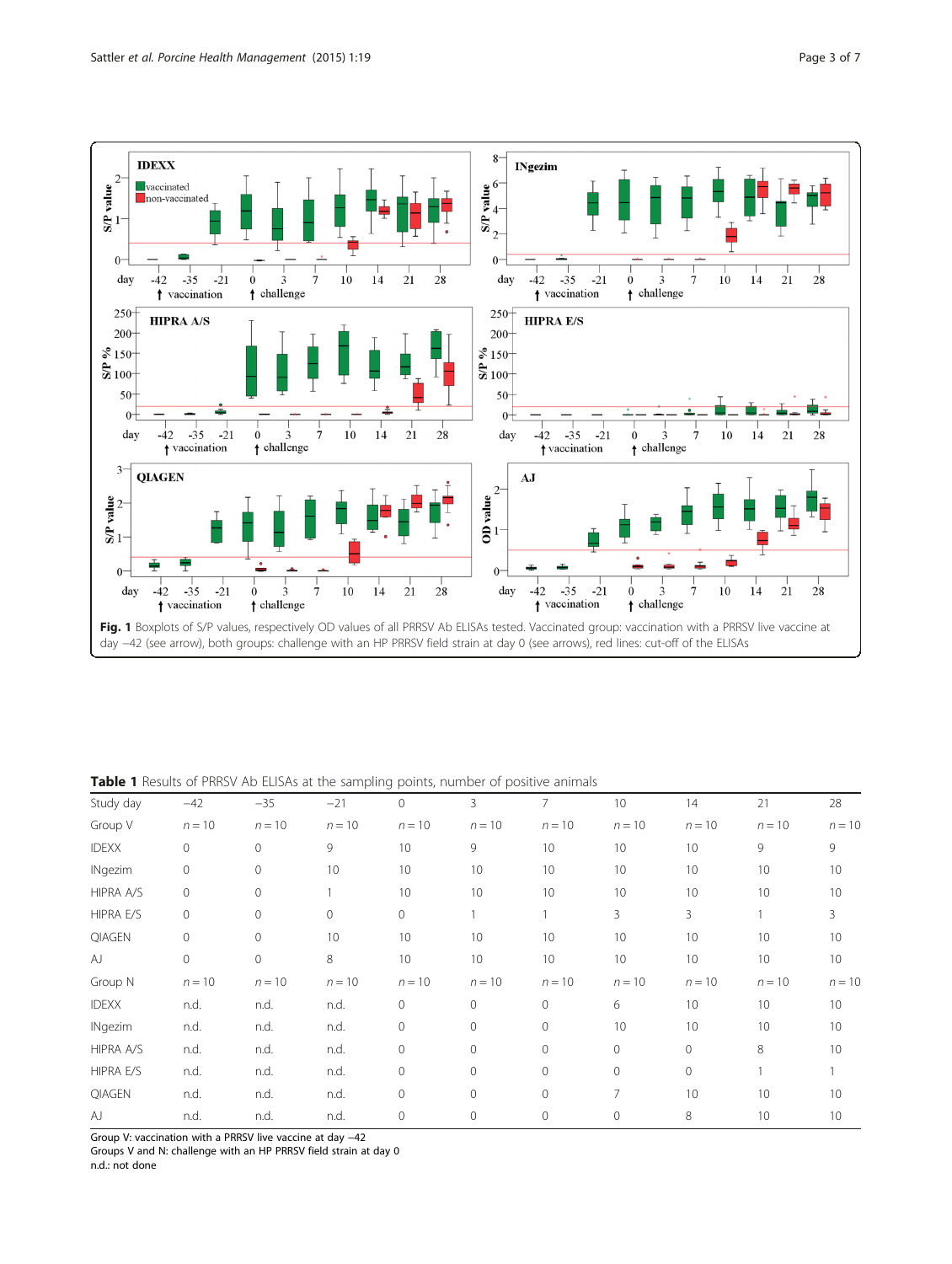**Fig. 1** Boxplots of S/P values, respectively OD values of all PRRSV Ab ELISAs tested. Vaccinated group: vaccination with a PRRSV live vaccine at day −42 (see arrow), both groups: challenge with an HP PRRSV field strain at day 0 (see arrows), red lines: cut-off of the ELISAs

**Table 1** Results of PRRSV Ab ELISAs at the sampling points, number of positive animals

| Study day | −42 | −35 | −21 | 0 | 3 | 7 | 10 | 14 | 21 | 28 |
|---|---|---|---|---|---|---|---|---|---|---|
| Group V | *n* = 10 | *n* = 10 | *n* = 10 | *n* = 10 | *n* = 10 | *n* = 10 | *n* = 10 | *n* = 10 | *n* = 10 | *n* = 10 |
| IDEXX | 0 | 0 | 9 | 10 | 9 | 10 | 10 | 10 | 9 | 9 |
| INgezim | 0 | 0 | 10 | 10 | 10 | 10 | 10 | 10 | 10 | 10 |
| HIPRA A/S | 0 | 0 | 1 | 10 | 10 | 10 | 10 | 10 | 10 | 10 |
| HIPRA E/S | 0 | 0 | 0 | 0 | 1 | 1 | 3 | 3 | 1 | 3 |
| QIAGEN | 0 | 0 | 10 | 10 | 10 | 10 | 10 | 10 | 10 | 10 |
| AJ | 0 | 0 | 8 | 10 | 10 | 10 | 10 | 10 | 10 | 10 |
| Group N | *n* = 10 | *n* = 10 | *n* = 10 | *n* = 10 | *n* = 10 | *n* = 10 | *n* = 10 | *n* = 10 | *n* = 10 | *n* = 10 |
| IDEXX | n.d. | n.d. | n.d. | 0 | 0 | 0 | 6 | 10 | 10 | 10 |
| INgezim | n.d. | n.d. | n.d. | 0 | 0 | 0 | 10 | 10 | 10 | 10 |
| HIPRA A/S | n.d. | n.d. | n.d. | 0 | 0 | 0 | 0 | 0 | 8 | 10 |
| HIPRA E/S | n.d. | n.d. | n.d. | 0 | 0 | 0 | 0 | 0 | 1 | 1 |
| QIAGEN | n.d. | n.d. | n.d. | 0 | 0 | 0 | 7 | 10 | 10 | 10 |
| AJ | n.d. | n.d. | n.d. | 0 | 0 | 0 | 0 | 8 | 10 | 10 |

Group V: vaccination with a PRRSV live vaccine at day −42
Groups V and N: challenge with an HP PRRSV field strain at day 0
n.d.: not done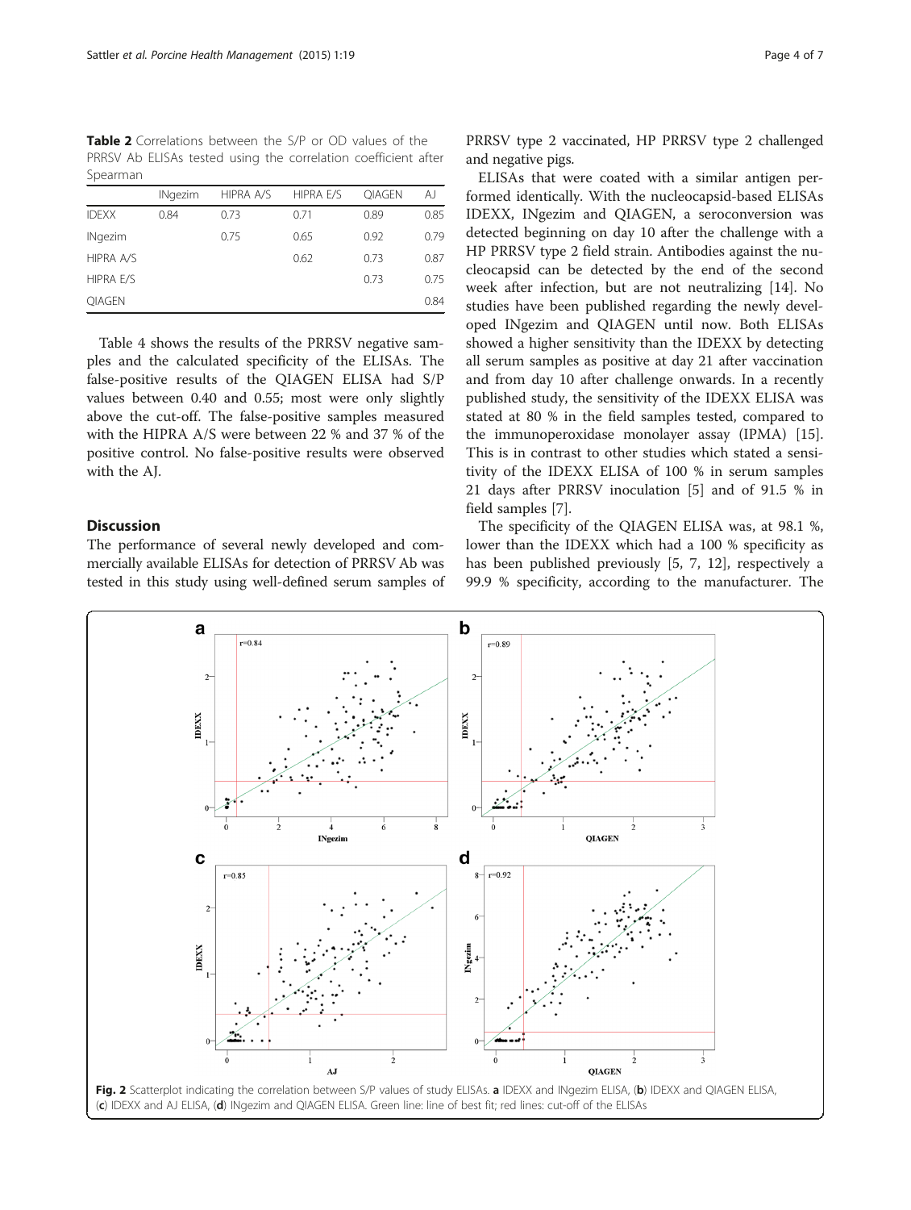**Table 2** Correlations between the S/P or OD values of the PRRSV Ab ELISAs tested using the correlation coefficient after Spearman

| | INgezim | HIPRA A/S | HIPRA E/S | QIAGEN | AJ |
|---|---|---|---|---|---|
| IDEXX | 0.84 | 0.73 | 0.71 | 0.89 | 0.85 |
| INgezim | | 0.75 | 0.65 | 0.92 | 0.79 |
| HIPRA A/S | | | 0.62 | 0.73 | 0.87 |
| HIPRA E/S | | | | 0.73 | 0.75 |
| QIAGEN | | | | | 0.84 |

Table 4 shows the results of the PRRSV negative samples and the calculated specificity of the ELISAs. The false-positive results of the QIAGEN ELISA had S/P values between 0.40 and 0.55; most were only slightly above the cut-off. The false-positive samples measured with the HIPRA A/S were between 22 % and 37 % of the positive control. No false-positive results were observed with the AJ.

## Discussion

The performance of several newly developed and commercially available ELISAs for detection of PRRSV Ab was tested in this study using well-defined serum samples of PRRSV type 2 vaccinated, HP PRRSV type 2 challenged and negative pigs.

ELISAs that were coated with a similar antigen performed identically. With the nucleocapsid-based ELISAs IDEXX, INgezim and QIAGEN, a seroconversion was detected beginning on day 10 after the challenge with a HP PRRSV type 2 field strain. Antibodies against the nucleocapsid can be detected by the end of the second week after infection, but are not neutralizing [14]. No studies have been published regarding the newly developed INgezim and QIAGEN until now. Both ELISAs showed a higher sensitivity than the IDEXX by detecting all serum samples as positive at day 21 after vaccination and from day 10 after challenge onwards. In a recently published study, the sensitivity of the IDEXX ELISA was stated at 80 % in the field samples tested, compared to the immunoperoxidase monolayer assay (IPMA) [15]. This is in contrast to other studies which stated a sensitivity of the IDEXX ELISA of 100 % in serum samples 21 days after PRRSV inoculation [5] and of 91.5 % in field samples [7].

The specificity of the QIAGEN ELISA was, at 98.1 %, lower than the IDEXX which had a 100 % specificity as has been published previously [5, 7, 12], respectively a 99.9 % specificity, according to the manufacturer. The

**Fig. 2** Scatterplot indicating the correlation between S/P values of study ELISAs. **a** IDEXX and INgezim ELISA, (**b**) IDEXX and QIAGEN ELISA, (**c**) IDEXX and AJ ELISA, (**d**) INgezim and QIAGEN ELISA. Green line: line of best fit; red lines: cut-off of the ELISAs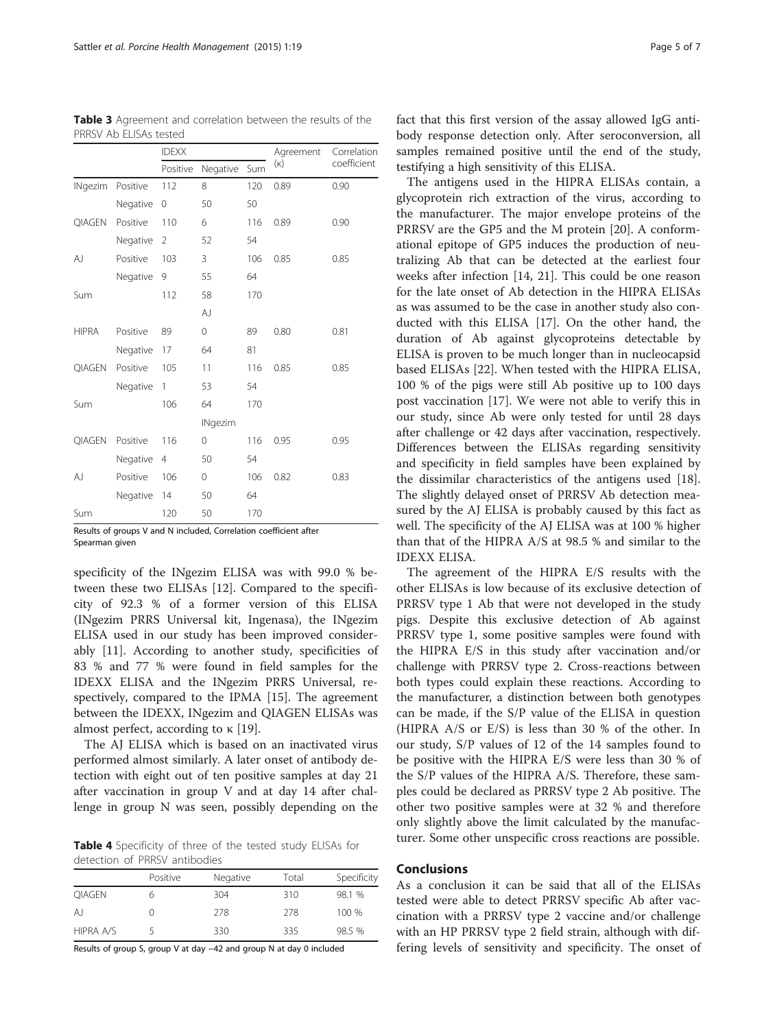**Table 3** Agreement and correlation between the results of the PRRSV Ab ELISAs tested

| | | IDEXX | | | Agreement (κ) | Correlation coefficient |
|---|---|---|---|---|---|---|
| | | Positive | Negative | Sum | | |
| INgezim | Positive | 112 | 8 | 120 | 0.89 | 0.90 |
| | Negative | 0 | 50 | 50 | | |
| QIAGEN | Positive | 110 | 6 | 116 | 0.89 | 0.90 |
| | Negative | 2 | 52 | 54 | | |
| AJ | Positive | 103 | 3 | 106 | 0.85 | 0.85 |
| | Negative | 9 | 55 | 64 | | |
| Sum | | 112 | 58 | 170 | | |
| | | AJ | | | | |
| HIPRA | Positive | 89 | 0 | 89 | 0.80 | 0.81 |
| | Negative | 17 | 64 | 81 | | |
| QIAGEN | Positive | 105 | 11 | 116 | 0.85 | 0.85 |
| | Negative | 1 | 53 | 54 | | |
| Sum | | 106 | 64 | 170 | | |
| | | INgezim | | | | |
| QIAGEN | Positive | 116 | 0 | 116 | 0.95 | 0.95 |
| | Negative | 4 | 50 | 54 | | |
| AJ | Positive | 106 | 0 | 106 | 0.82 | 0.83 |
| | Negative | 14 | 50 | 64 | | |
| Sum | | 120 | 50 | 170 | | |

Results of groups V and N included, Correlation coefficient after Spearman given

specificity of the INgezim ELISA was with 99.0 % between these two ELISAs [12]. Compared to the specificity of 92.3 % of a former version of this ELISA (INgezim PRRS Universal kit, Ingenasa), the INgezim ELISA used in our study has been improved considerably [11]. According to another study, specificities of 83 % and 77 % were found in field samples for the IDEXX ELISA and the INgezim PRRS Universal, respectively, compared to the IPMA [15]. The agreement between the IDEXX, INgezim and QIAGEN ELISAs was almost perfect, according to κ [19].

The AJ ELISA which is based on an inactivated virus performed almost similarly. A later onset of antibody detection with eight out of ten positive samples at day 21 after vaccination in group V and at day 14 after challenge in group N was seen, possibly depending on the fact that this first version of the assay allowed IgG antibody response detection only. After seroconversion, all samples remained positive until the end of the study, testifying a high sensitivity of this ELISA.

**Table 4** Specificity of three of the tested study ELISAs for detection of PRRSV antibodies

| | Positive | Negative | Total | Specificity |
|---|---|---|---|---|
| QIAGEN | 6 | 304 | 310 | 98.1 % |
| AJ | 0 | 278 | 278 | 100 % |
| HIPRA A/S | 5 | 330 | 335 | 98.5 % |

Results of group S, group V at day −42 and group N at day 0 included

The antigens used in the HIPRA ELISAs contain, a glycoprotein rich extraction of the virus, according to the manufacturer. The major envelope proteins of the PRRSV are the GP5 and the M protein [20]. A conformational epitope of GP5 induces the production of neutralizing Ab that can be detected at the earliest four weeks after infection [14, 21]. This could be one reason for the late onset of Ab detection in the HIPRA ELISAs as was assumed to be the case in another study also conducted with this ELISA [17]. On the other hand, the duration of Ab against glycoproteins detectable by ELISA is proven to be much longer than in nucleocapsid based ELISAs [22]. When tested with the HIPRA ELISA, 100 % of the pigs were still Ab positive up to 100 days post vaccination [17]. We were not able to verify this in our study, since Ab were only tested for until 28 days after challenge or 42 days after vaccination, respectively. Differences between the ELISAs regarding sensitivity and specificity in field samples have been explained by the dissimilar characteristics of the antigens used [18]. The slightly delayed onset of PRRSV Ab detection measured by the AJ ELISA is probably caused by this fact as well. The specificity of the AJ ELISA was at 100 % higher than that of the HIPRA A/S at 98.5 % and similar to the IDEXX ELISA.

The agreement of the HIPRA E/S results with the other ELISAs is low because of its exclusive detection of PRRSV type 1 Ab that were not developed in the study pigs. Despite this exclusive detection of Ab against PRRSV type 1, some positive samples were found with the HIPRA E/S in this study after vaccination and/or challenge with PRRSV type 2. Cross-reactions between both types could explain these reactions. According to the manufacturer, a distinction between both genotypes can be made, if the S/P value of the ELISA in question (HIPRA A/S or E/S) is less than 30 % of the other. In our study, S/P values of 12 of the 14 samples found to be positive with the HIPRA E/S were less than 30 % of the S/P values of the HIPRA A/S. Therefore, these samples could be declared as PRRSV type 2 Ab positive. The other two positive samples were at 32 % and therefore only slightly above the limit calculated by the manufacturer. Some other unspecific cross reactions are possible.

## Conclusions

As a conclusion it can be said that all of the ELISAs tested were able to detect PRRSV specific Ab after vaccination with a PRRSV type 2 vaccine and/or challenge with an HP PRRSV type 2 field strain, although with differing levels of sensitivity and specificity. The onset of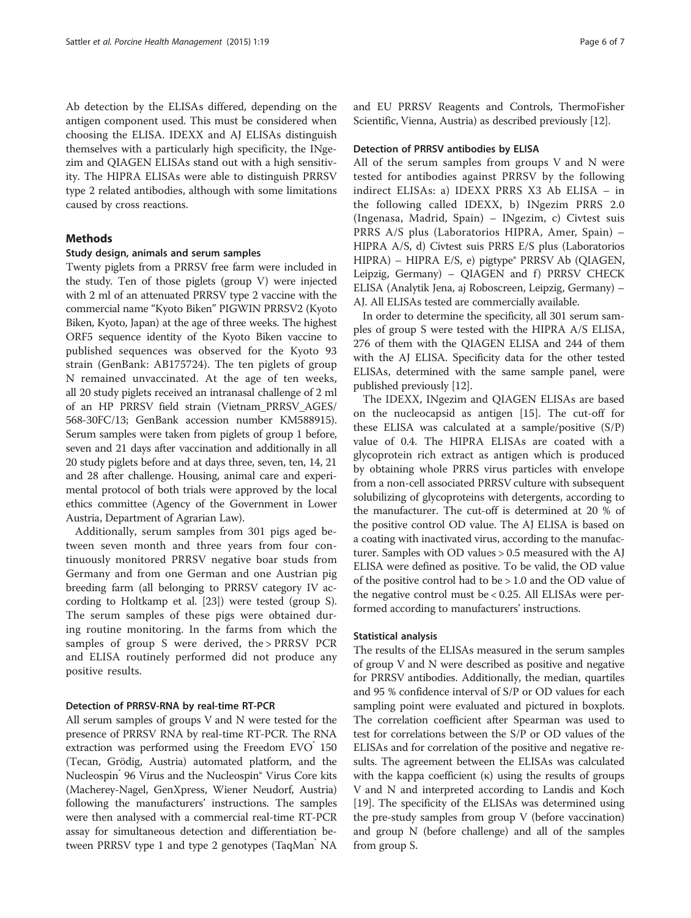Ab detection by the ELISAs differed, depending on the antigen component used. This must be considered when choosing the ELISA. IDEXX and AJ ELISAs distinguish themselves with a particularly high specificity, the INgezim and QIAGEN ELISAs stand out with a high sensitivity. The HIPRA ELISAs were able to distinguish PRRSV type 2 related antibodies, although with some limitations caused by cross reactions.

## Methods

### Study design, animals and serum samples

Twenty piglets from a PRRSV free farm were included in the study. Ten of those piglets (group V) were injected with 2 ml of an attenuated PRRSV type 2 vaccine with the commercial name "Kyoto Biken" PIGWIN PRRSV2 (Kyoto Biken, Kyoto, Japan) at the age of three weeks. The highest ORF5 sequence identity of the Kyoto Biken vaccine to published sequences was observed for the Kyoto 93 strain (GenBank: AB175724). The ten piglets of group N remained unvaccinated. At the age of ten weeks, all 20 study piglets received an intranasal challenge of 2 ml of an HP PRRSV field strain (Vietnam_PRRSV_AGES/568-30FC/13; GenBank accession number KM588915). Serum samples were taken from piglets of group 1 before, seven and 21 days after vaccination and additionally in all 20 study piglets before and at days three, seven, ten, 14, 21 and 28 after challenge. Housing, animal care and experimental protocol of both trials were approved by the local ethics committee (Agency of the Government in Lower Austria, Department of Agrarian Law).

Additionally, serum samples from 301 pigs aged between seven month and three years from four continuously monitored PRRSV negative boar studs from Germany and from one German and one Austrian pig breeding farm (all belonging to PRRSV category IV according to Holtkamp et al. [23]) were tested (group S). The serum samples of these pigs were obtained during routine monitoring. In the farms from which the samples of group S were derived, the > PRRSV PCR and ELISA routinely performed did not produce any positive results.

### Detection of PRRSV-RNA by real-time RT-PCR

All serum samples of groups V and N were tested for the presence of PRRSV RNA by real-time RT-PCR. The RNA extraction was performed using the Freedom EVO® 150 (Tecan, Grödig, Austria) automated platform, and the Nucleospin® 96 Virus and the Nucleospin® Virus Core kits (Macherey-Nagel, GenXpress, Wiener Neudorf, Austria) following the manufacturers' instructions. The samples were then analysed with a commercial real-time RT-PCR assay for simultaneous detection and differentiation between PRRSV type 1 and type 2 genotypes (TaqMan® NA and EU PRRSV Reagents and Controls, ThermoFisher Scientific, Vienna, Austria) as described previously [12].

### Detection of PRRSV antibodies by ELISA

All of the serum samples from groups V and N were tested for antibodies against PRRSV by the following indirect ELISAs: a) IDEXX PRRS X3 Ab ELISA – in the following called IDEXX, b) INgezim PRRS 2.0 (Ingenasa, Madrid, Spain) – INgezim, c) Civtest suis PRRS A/S plus (Laboratorios HIPRA, Amer, Spain) – HIPRA A/S, d) Civtest suis PRRS E/S plus (Laboratorios HIPRA) – HIPRA E/S, e) pigtype® PRRSV Ab (QIAGEN, Leipzig, Germany) – QIAGEN and f) PRRSV CHECK ELISA (Analytik Jena, aj Roboscreen, Leipzig, Germany) – AJ. All ELISAs tested are commercially available.

In order to determine the specificity, all 301 serum samples of group S were tested with the HIPRA A/S ELISA, 276 of them with the QIAGEN ELISA and 244 of them with the AJ ELISA. Specificity data for the other tested ELISAs, determined with the same sample panel, were published previously [12].

The IDEXX, INgezim and QIAGEN ELISAs are based on the nucleocapsid as antigen [15]. The cut-off for these ELISA was calculated at a sample/positive (S/P) value of 0.4. The HIPRA ELISAs are coated with a glycoprotein rich extract as antigen which is produced by obtaining whole PRRS virus particles with envelope from a non-cell associated PRRSV culture with subsequent solubilizing of glycoproteins with detergents, according to the manufacturer. The cut-off is determined at 20 % of the positive control OD value. The AJ ELISA is based on a coating with inactivated virus, according to the manufacturer. Samples with OD values > 0.5 measured with the AJ ELISA were defined as positive. To be valid, the OD value of the positive control had to be > 1.0 and the OD value of the negative control must be < 0.25. All ELISAs were performed according to manufacturers' instructions.

### Statistical analysis

The results of the ELISAs measured in the serum samples of group V and N were described as positive and negative for PRRSV antibodies. Additionally, the median, quartiles and 95 % confidence interval of S/P or OD values for each sampling point were evaluated and pictured in boxplots. The correlation coefficient after Spearman was used to test for correlations between the S/P or OD values of the ELISAs and for correlation of the positive and negative results. The agreement between the ELISAs was calculated with the kappa coefficient ($\kappa$) using the results of groups V and N and interpreted according to Landis and Koch [19]. The specificity of the ELISAs was determined using the pre-study samples from group V (before vaccination) and group N (before challenge) and all of the samples from group S.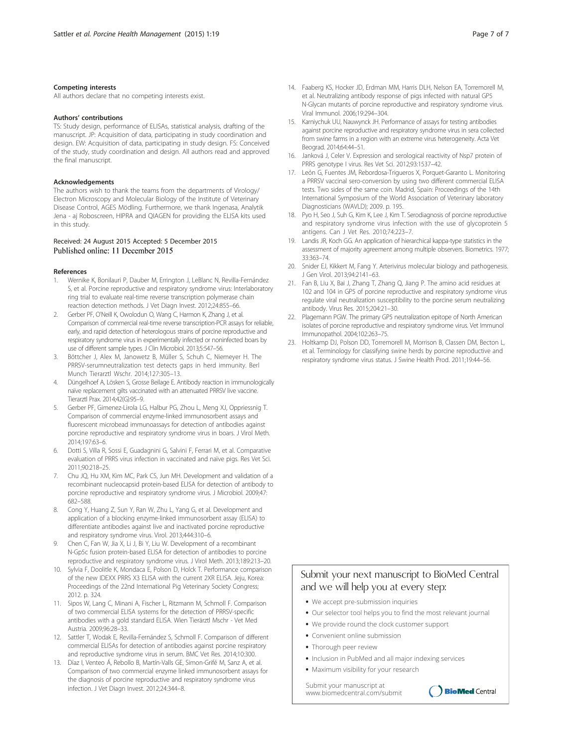#### Competing interests

All authors declare that no competing interests exist.

#### Authors' contributions

TS: Study design, performance of ELISAs, statistical analysis, drafting of the manuscript. JP: Acquisition of data, participating in study coordination and design. EW: Acquisition of data, participating in study design. FS: Conceived of the study, study coordination and design. All authors read and approved the final manuscript.

#### Acknowledgements

The authors wish to thank the teams from the departments of Virology/ Electron Microscopy and Molecular Biology of the Institute of Veterinary Disease Control, AGES Mödling. Furthermore, we thank Ingenasa, Analytik Jena - aj Roboscreen, HIPRA and QIAGEN for providing the ELISA kits used in this study.

Received: 24 August 2015 Accepted: 5 December 2015
Published online: 11 December 2015

#### References

1. Wernike K, Bonilauri P, Dauber M, Errington J, LeBlanc N, Revilla-Fernández S, et al. Porcine reproductive and respiratory syndrome virus: Interlaboratory ring trial to evaluate real-time reverse transcription polymerase chain reaction detection methods. J Vet Diagn Invest. 2012;24:855–66.
2. Gerber PF, O'Neill K, Owolodun O, Wang C, Harmon K, Zhang J, et al. Comparison of commercial real-time reverse transcription-PCR assays for reliable, early, and rapid detection of heterologous strains of porcine reproductive and respiratory syndrome virus in experimentally infected or noninfected boars by use of different sample types. J Clin Microbiol. 2013;5:547–56.
3. Böttcher J, Alex M, Janowetz B, Müller S, Schuh C, Niemeyer H. The PRRSV-serumneutralization test detects gaps in herd immunity. Berl Munch Tierarztl Wschr. 2014;127:305–13.
4. Düngelhoef A, Lösken S, Grosse Beilage E. Antibody reaction in immunologically naïve replacement gilts vaccinated with an attenuated PRRSV live vaccine. Tierarztl Prax. 2014;42(G):95–9.
5. Gerber PF, Gimenez-Lirola LG, Halbur PG, Zhou L, Meng XJ, Oppriessnig T. Comparison of commercial enzyme-linked immunosorbent assays and fluorescent microbead immunoassays for detection of antibodies against porcine reproductive and respiratory syndrome virus in boars. J Virol Meth. 2014;197:63–6.
6. Dotti S, Villa R, Sossi E, Guadagnini G, Salvini F, Ferrari M, et al. Comparative evaluation of PRRS virus infection in vaccinated and naïve pigs. Res Vet Sci. 2011;90:218–25.
7. Chu JQ, Hu XM, Kim MC, Park CS, Jun MH. Development and validation of a recombinant nucleocapsid protein-based ELISA for detection of antibody to porcine reproductive and respiratory syndrome virus. J Microbiol. 2009;47: 682–588.
8. Cong Y, Huang Z, Sun Y, Ran W, Zhu L, Yang G, et al. Development and application of a blocking enzyme-linked immunosorbent assay (ELISA) to differentiate antibodies against live and inactivated porcine reproductive and respiratory syndrome virus. Virol. 2013;444:310–6.
9. Chen C, Fan W, Jia X, Li J, Bi Y, Liu W. Development of a recombinant N-Gp5c fusion protein-based ELISA for detection of antibodies to porcine reproductive and respiratory syndrome virus. J Virol Meth. 2013;189:213–20.
10. Sylvia F, Doolitle K, Mondaca E, Polson D, Holck T. Performance comparison of the new IDEXX PRRS X3 ELISA with the current 2XR ELISA. Jeju, Korea: Proceedings of the 22nd International Pig Veterinary Society Congress; 2012. p. 324.
11. Sipos W, Lang C, Minani A, Fischer L, Ritzmann M, Schmoll F. Comparison of two commercial ELISA systems for the detection of PRRSV-specific antibodies with a gold standard ELISA. Wien Tierärztl Mschr - Vet Med Austria. 2009;96:28–33.
12. Sattler T, Wodak E, Revilla-Fernández S, Schmoll F. Comparison of different commercial ELISAs for detection of antibodies against porcine respiratory and reproductive syndrome virus in serum. BMC Vet Res. 2014;10:300.
13. Díaz I, Venteo Á, Rebollo B, Martín-Valls GE, Simon-Grifé M, Sanz A, et al. Comparison of two commercial enzyme linked immunosorbent assays for the diagnosis of porcine reproductive and respiratory syndrome virus infection. J Vet Diagn Invest. 2012;24:344–8.
14. Faaberg KS, Hocker JD, Erdman MM, Harris DLH, Nelson EA, Torremorell M, et al. Neutralizing antibody response of pigs infected with natural GP5 N-Glycan mutants of porcine reproductive and respiratory syndrome virus. Viral Immunol. 2006;19:294–304.
15. Karniychuk UU, Nauwynck JH. Performance of assays for testing antibodies against porcine reproductive and respiratory syndrome virus in sera collected from swine farms in a region with an extreme virus heterogeneity. Acta Vet Beograd. 2014;64:44–51.
16. Janková J, Celer V. Expression and serological reactivity of Nsp7 protein of PRRS genotype I virus. Res Vet Sci. 2012;93:1537–42.
17. León G, Fuentes JM, Rebordosa-Trigueros X, Porquet-Garanto L. Monitoring a PRRSV vaccinal sero-conversion by using two different commercial ELISA tests. Two sides of the same coin. Madrid, Spain: Proceedings of the 14th International Symposium of the World Association of Veterinary laboratory Diagnosticians (WAVLD); 2009. p. 195.
18. Pyo H, Seo J, Suh G, Kim K, Lee J, Kim T. Serodiagnosis of porcine reproductive and respiratory syndrome virus infection with the use of glycoprotein 5 antigens. Can J Vet Res. 2010;74:223–7.
19. Landis JR, Koch GG. An application of hierarchical kappa-type statistics in the assessment of majority agreement among multiple observers. Biometrics. 1977; 33:363–74.
20. Snider EJ, Kikkert M, Fang Y. Arterivirus molecular biology and pathogenesis. J Gen Virol. 2013;94:2141–63.
21. Fan B, Liu X, Bai J, Zhang T, Zhang Q, Jiang P. The amino acid residues at 102 and 104 in GP5 of porcine reproductive and respiratory syndrome virus regulate viral neutralization susceptibility to the porcine serum neutralizing antibody. Virus Res. 2015;204:21–30.
22. Plagemann PGW. The primary GP5 neutralization epitope of North American isolates of porcine reproductive and respiratory syndrome virus. Vet Immunol Immunopathol. 2004;102:263–75.
23. Holtkamp DJ, Polson DD, Torremorell M, Morrison B, Classen DM, Becton L, et al. Terminology for classifying swine herds by porcine reproductive and respiratory syndrome virus status. J Swine Health Prod. 2011;19:44–56.

Submit your next manuscript to BioMed Central and we will help you at every step:

- We accept pre-submission inquiries
- Our selector tool helps you to find the most relevant journal
- We provide round the clock customer support
- Convenient online submission
- Thorough peer review
- Inclusion in PubMed and all major indexing services
- Maximum visibility for your research

Submit your manuscript at www.biomedcentral.com/submit

BioMed Central